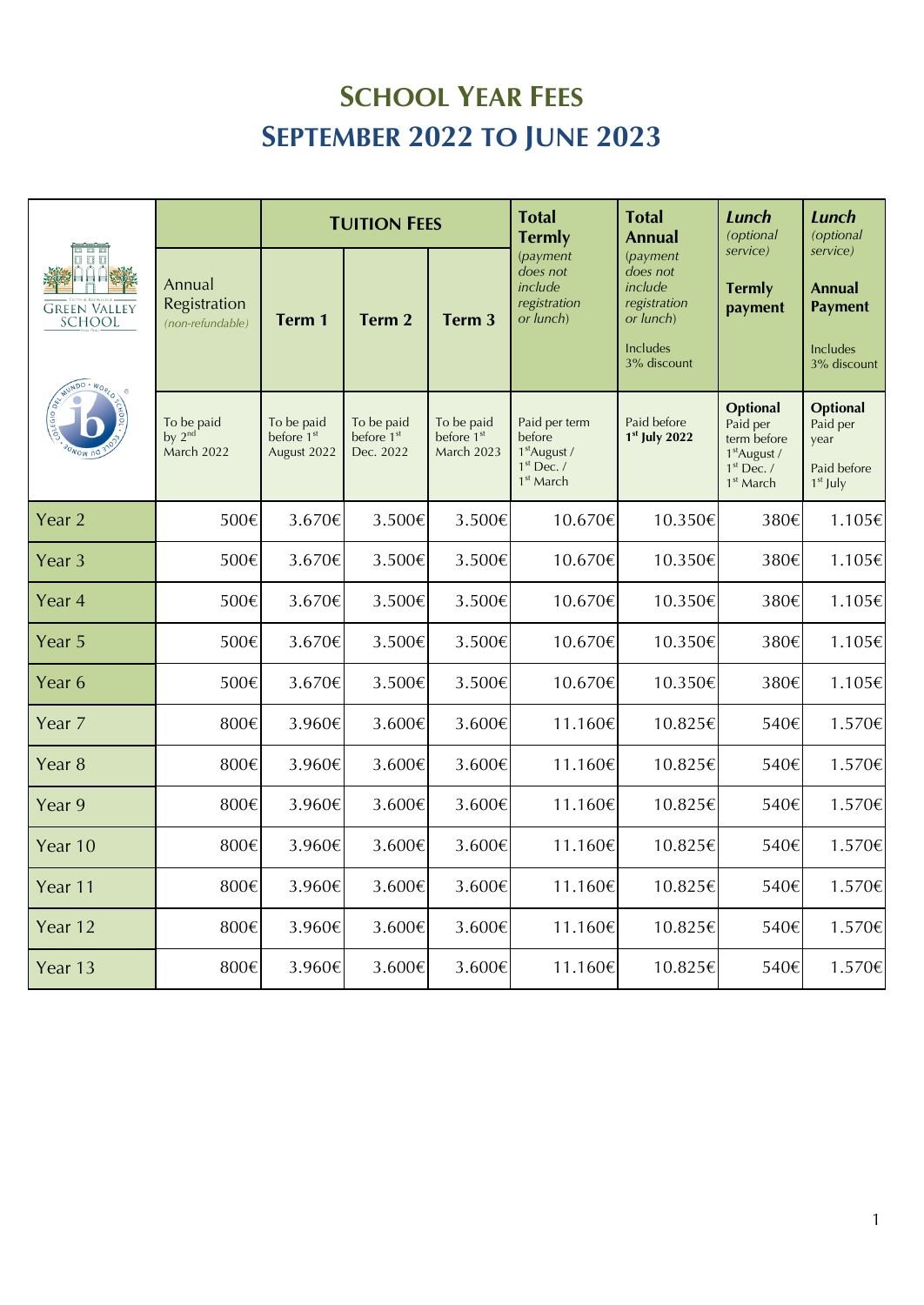# SCHOOL YEAR FEES
# SEPTEMBER 2022 TO JUNE 2023

| GREEN VALLEY SCHOOL | Annual Registration *(non-refundable)* | TUITION FEES Term 1 | Term 2 | Term 3 | **Total Termly** *(payment does not include registration or lunch)* | **Total Annual** *(payment does not include registration or lunch)* Includes 3% discount | ***Lunch*** *(optional service)* **Termly payment** | ***Lunch*** *(optional service)* **Annual Payment** Includes 3% discount |
|---|---|---|---|---|---|---|---|---|
| | To be paid by 2nd March 2022 | To be paid before 1st August 2022 | To be paid before 1st Dec. 2022 | To be paid before 1st March 2023 | Paid per term before 1st August / 1st Dec. / 1st March | Paid before **1st July 2022** | **Optional** Paid per term before 1st August / 1st Dec. / 1st March | **Optional** Paid per year Paid before 1st July |
| Year 2 | 500€ | 3.670€ | 3.500€ | 3.500€ | 10.670€ | 10.350€ | 380€ | 1.105€ |
| Year 3 | 500€ | 3.670€ | 3.500€ | 3.500€ | 10.670€ | 10.350€ | 380€ | 1.105€ |
| Year 4 | 500€ | 3.670€ | 3.500€ | 3.500€ | 10.670€ | 10.350€ | 380€ | 1.105€ |
| Year 5 | 500€ | 3.670€ | 3.500€ | 3.500€ | 10.670€ | 10.350€ | 380€ | 1.105€ |
| Year 6 | 500€ | 3.670€ | 3.500€ | 3.500€ | 10.670€ | 10.350€ | 380€ | 1.105€ |
| Year 7 | 800€ | 3.960€ | 3.600€ | 3.600€ | 11.160€ | 10.825€ | 540€ | 1.570€ |
| Year 8 | 800€ | 3.960€ | 3.600€ | 3.600€ | 11.160€ | 10.825€ | 540€ | 1.570€ |
| Year 9 | 800€ | 3.960€ | 3.600€ | 3.600€ | 11.160€ | 10.825€ | 540€ | 1.570€ |
| Year 10 | 800€ | 3.960€ | 3.600€ | 3.600€ | 11.160€ | 10.825€ | 540€ | 1.570€ |
| Year 11 | 800€ | 3.960€ | 3.600€ | 3.600€ | 11.160€ | 10.825€ | 540€ | 1.570€ |
| Year 12 | 800€ | 3.960€ | 3.600€ | 3.600€ | 11.160€ | 10.825€ | 540€ | 1.570€ |
| Year 13 | 800€ | 3.960€ | 3.600€ | 3.600€ | 11.160€ | 10.825€ | 540€ | 1.570€ |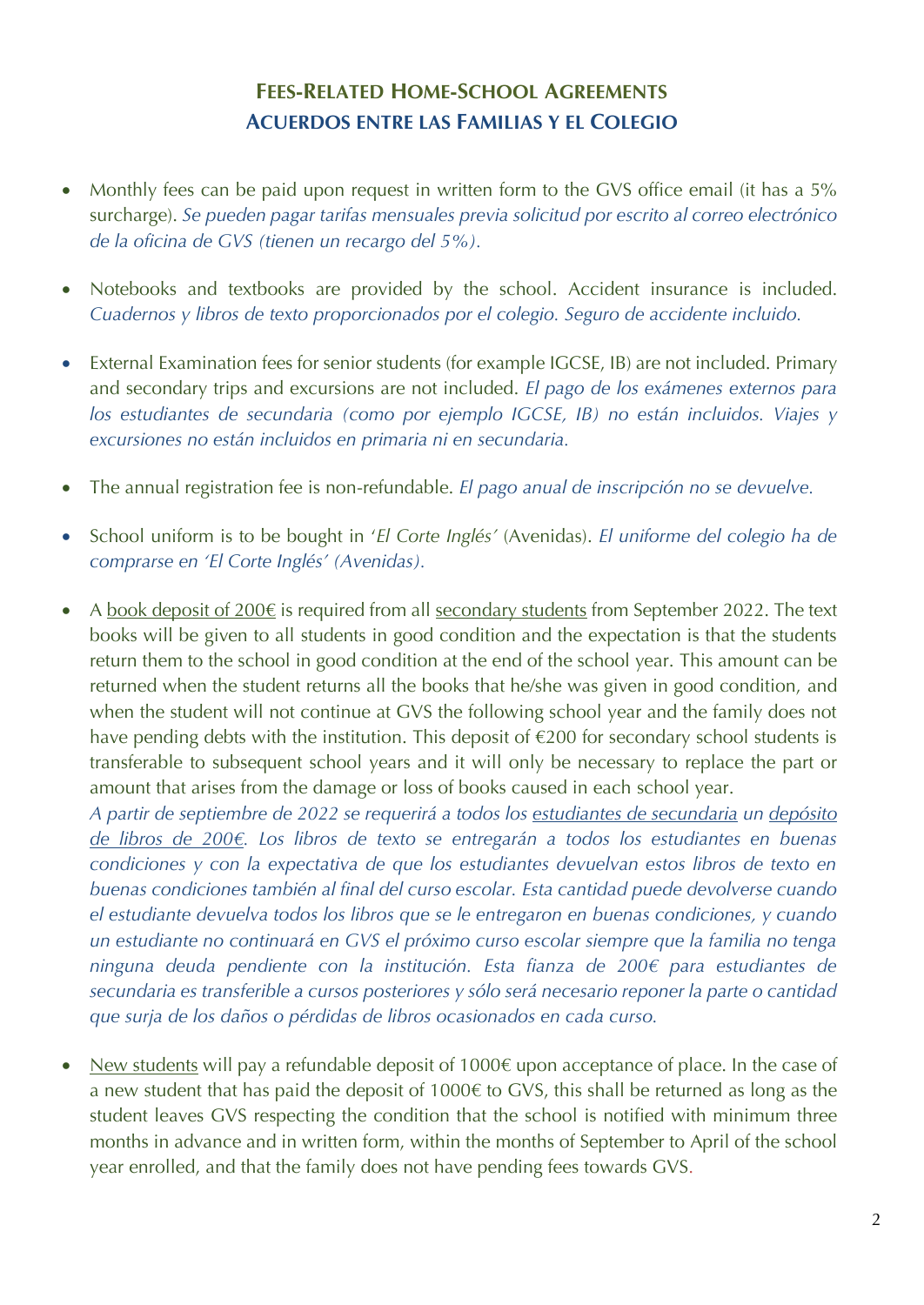## Fees-Related Home-School Agreements
## Acuerdos entre las Familias y el Colegio

- Monthly fees can be paid upon request in written form to the GVS office email (it has a 5% surcharge). *Se pueden pagar tarifas mensuales previa solicitud por escrito al correo electrónico de la oficina de GVS (tienen un recargo del 5%).*

- Notebooks and textbooks are provided by the school. Accident insurance is included. *Cuadernos y libros de texto proporcionados por el colegio. Seguro de accidente incluido.*

- External Examination fees for senior students (for example IGCSE, IB) are not included. Primary and secondary trips and excursions are not included. *El pago de los exámenes externos para los estudiantes de secundaria (como por ejemplo IGCSE, IB) no están incluidos. Viajes y excursiones no están incluidos en primaria ni en secundaria.*

- The annual registration fee is non-refundable. *El pago anual de inscripción no se devuelve.*

- School uniform is to be bought in '*El Corte Inglés*' (Avenidas). *El uniforme del colegio ha de comprarse en 'El Corte Inglés' (Avenidas).*

- A <u>book deposit of 200€</u> is required from all <u>secondary students</u> from September 2022. The text books will be given to all students in good condition and the expectation is that the students return them to the school in good condition at the end of the school year. This amount can be returned when the student returns all the books that he/she was given in good condition, and when the student will not continue at GVS the following school year and the family does not have pending debts with the institution. This deposit of €200 for secondary school students is transferable to subsequent school years and it will only be necessary to replace the part or amount that arises from the damage or loss of books caused in each school year.
  *A partir de septiembre de 2022 se requerirá a todos los <u>estudiantes de secundaria</u> un <u>depósito de libros de 200€</u>. Los libros de texto se entregarán a todos los estudiantes en buenas condiciones y con la expectativa de que los estudiantes devuelvan estos libros de texto en buenas condiciones también al final del curso escolar. Esta cantidad puede devolverse cuando el estudiante devuelva todos los libros que se le entregaron en buenas condiciones, y cuando un estudiante no continuará en GVS el próximo curso escolar siempre que la familia no tenga ninguna deuda pendiente con la institución. Esta fianza de 200€ para estudiantes de secundaria es transferible a cursos posteriores y sólo será necesario reponer la parte o cantidad que surja de los daños o pérdidas de libros ocasionados en cada curso.*

- <u>New students</u> will pay a refundable deposit of 1000€ upon acceptance of place. In the case of a new student that has paid the deposit of 1000€ to GVS, this shall be returned as long as the student leaves GVS respecting the condition that the school is notified with minimum three months in advance and in written form, within the months of September to April of the school year enrolled, and that the family does not have pending fees towards GVS.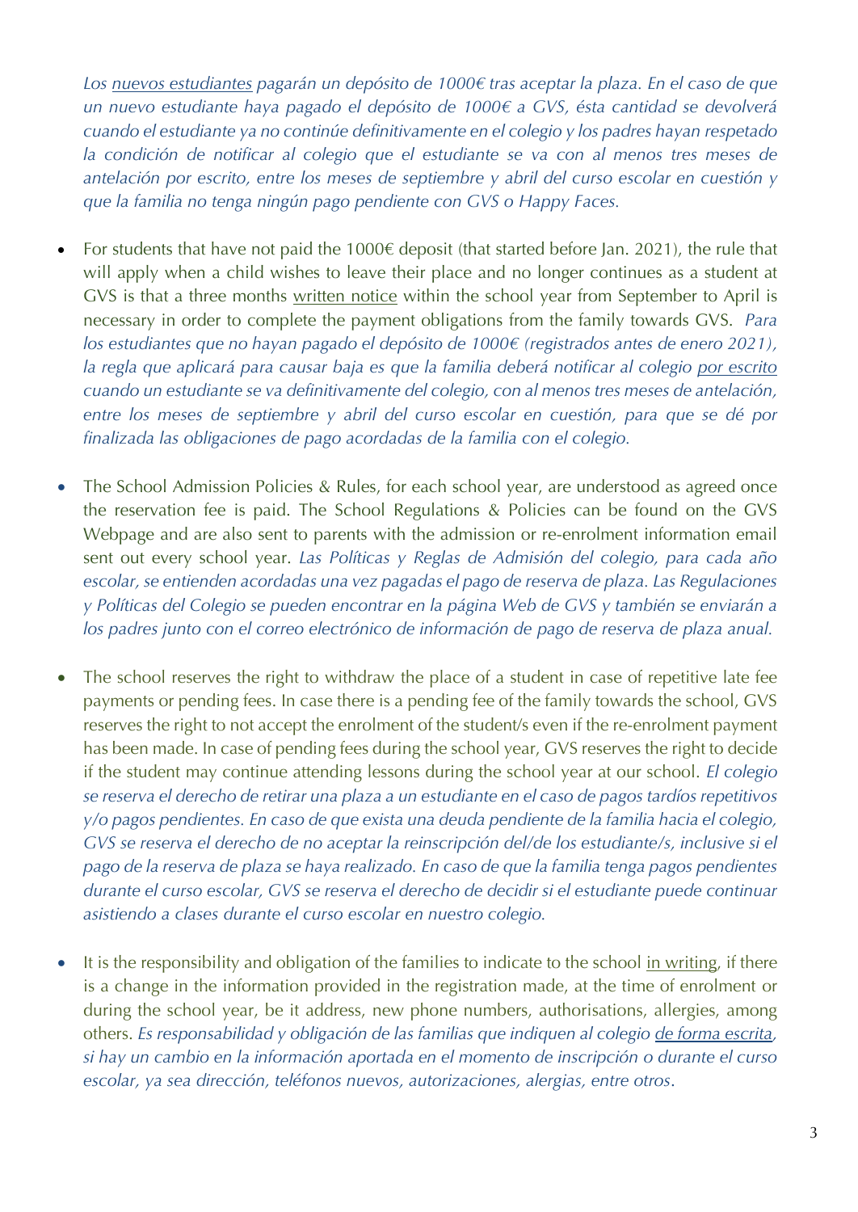*Los <u>nuevos estudiantes</u> pagarán un depósito de 1000€ tras aceptar la plaza. En el caso de que un nuevo estudiante haya pagado el depósito de 1000€ a GVS, ésta cantidad se devolverá cuando el estudiante ya no continúe definitivamente en el colegio y los padres hayan respetado la condición de notificar al colegio que el estudiante se va con al menos tres meses de antelación por escrito, entre los meses de septiembre y abril del curso escolar en cuestión y que la familia no tenga ningún pago pendiente con GVS o Happy Faces.*

- For students that have not paid the 1000€ deposit (that started before Jan. 2021), the rule that will apply when a child wishes to leave their place and no longer continues as a student at GVS is that a three months <u>written notice</u> within the school year from September to April is necessary in order to complete the payment obligations from the family towards GVS. *Para los estudiantes que no hayan pagado el depósito de 1000€ (registrados antes de enero 2021), la regla que aplicará para causar baja es que la familia deberá notificar al colegio <u>por escrito</u> cuando un estudiante se va definitivamente del colegio, con al menos tres meses de antelación, entre los meses de septiembre y abril del curso escolar en cuestión, para que se dé por finalizada las obligaciones de pago acordadas de la familia con el colegio.*

- The School Admission Policies & Rules, for each school year, are understood as agreed once the reservation fee is paid. The School Regulations & Policies can be found on the GVS Webpage and are also sent to parents with the admission or re-enrolment information email sent out every school year. *Las Políticas y Reglas de Admisión del colegio, para cada año escolar, se entienden acordadas una vez pagadas el pago de reserva de plaza. Las Regulaciones y Políticas del Colegio se pueden encontrar en la página Web de GVS y también se enviarán a los padres junto con el correo electrónico de información de pago de reserva de plaza anual.*

- The school reserves the right to withdraw the place of a student in case of repetitive late fee payments or pending fees. In case there is a pending fee of the family towards the school, GVS reserves the right to not accept the enrolment of the student/s even if the re-enrolment payment has been made. In case of pending fees during the school year, GVS reserves the right to decide if the student may continue attending lessons during the school year at our school. *El colegio se reserva el derecho de retirar una plaza a un estudiante en el caso de pagos tardíos repetitivos y/o pagos pendientes. En caso de que exista una deuda pendiente de la familia hacia el colegio, GVS se reserva el derecho de no aceptar la reinscripción del/de los estudiante/s, inclusive si el pago de la reserva de plaza se haya realizado. En caso de que la familia tenga pagos pendientes durante el curso escolar, GVS se reserva el derecho de decidir si el estudiante puede continuar asistiendo a clases durante el curso escolar en nuestro colegio.*

- It is the responsibility and obligation of the families to indicate to the school <u>in writing</u>, if there is a change in the information provided in the registration made, at the time of enrolment or during the school year, be it address, new phone numbers, authorisations, allergies, among others. *Es responsabilidad y obligación de las familias que indiquen al colegio <u>de forma escrita</u>, si hay un cambio en la información aportada en el momento de inscripción o durante el curso escolar, ya sea dirección, teléfonos nuevos, autorizaciones, alergias, entre otros.*